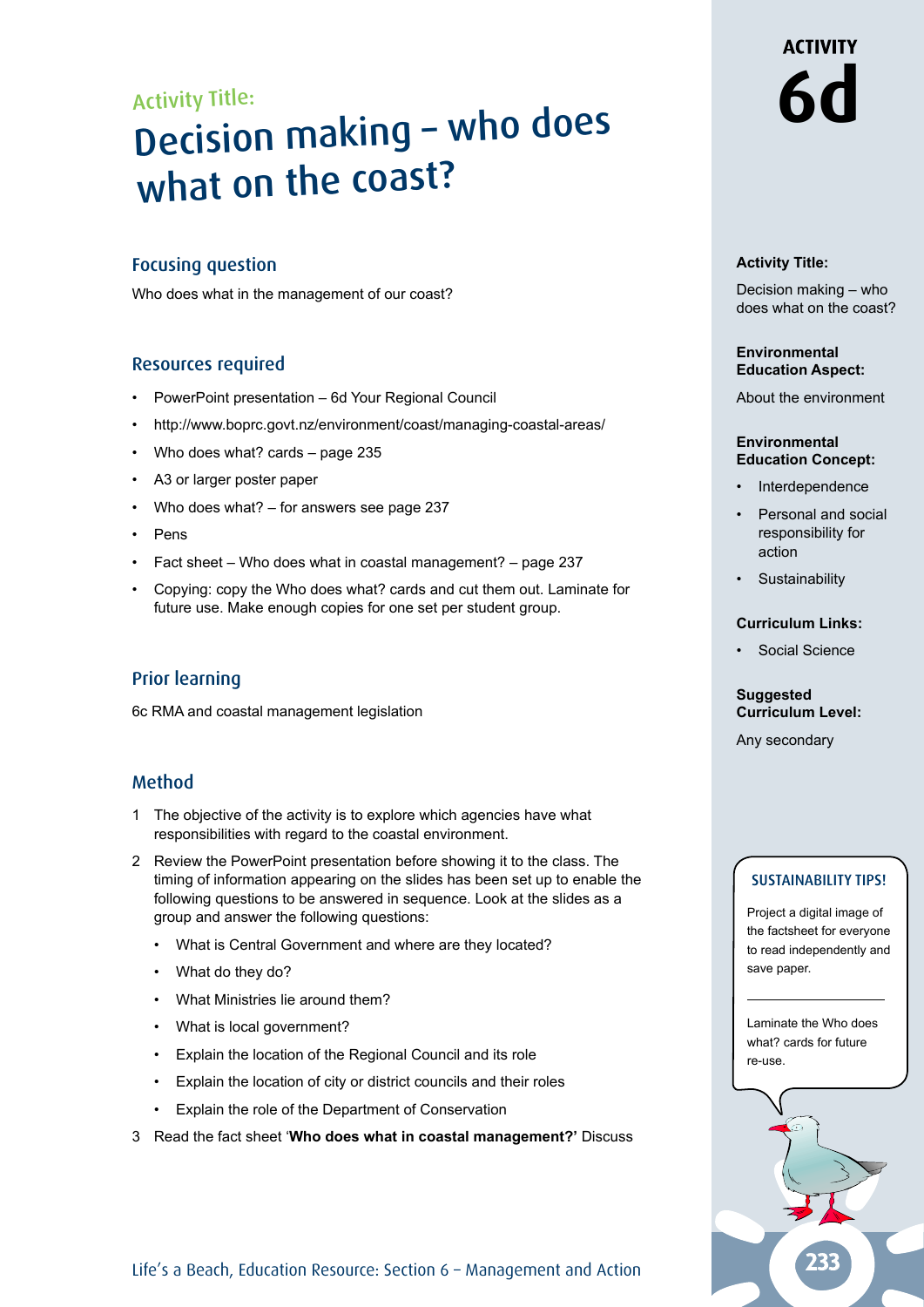Activity Title:

# Decision making – who does what on the coast?

## Focusing question

Who does what in the management of our coast?

## Resources required

- PowerPoint presentation – 6d Your Regional Council
- http://www.boprc.govt.nz/environment/coast/managing-coastal-areas/
- Who does what? cards – page 235
- A3 or larger poster paper
- Who does what? – for answers see page 237
- Pens
- Fact sheet – Who does what in coastal management? – page 237
- Copying: copy the Who does what? cards and cut them out. Laminate for future use. Make enough copies for one set per student group.

## Prior learning

6c RMA and coastal management legislation

## Method

1 The objective of the activity is to explore which agencies have what responsibilities with regard to the coastal environment.

2 Review the PowerPoint presentation before showing it to the class. The timing of information appearing on the slides has been set up to enable the following questions to be answered in sequence. Look at the slides as a group and answer the following questions:

   - What is Central Government and where are they located?
   - What do they do?
   - What Ministries lie around them?
   - What is local government?
   - Explain the location of the Regional Council and its role
   - Explain the location of city or district councils and their roles
   - Explain the role of the Department of Conservation

3 Read the fact sheet '**Who does what in coastal management?'** Discuss

ACTIVITY **6d**

**Activity Title:**

Decision making – who does what on the coast?

**Environmental Education Aspect:**

About the environment

**Environmental Education Concept:**

- Interdependence
- Personal and social responsibility for action
- Sustainability

**Curriculum Links:**

- Social Science

**Suggested Curriculum Level:**

Any secondary

**SUSTAINABILITY TIPS!**

Project a digital image of the factsheet for everyone to read independently and save paper.

Laminate the Who does what? cards for future re-use.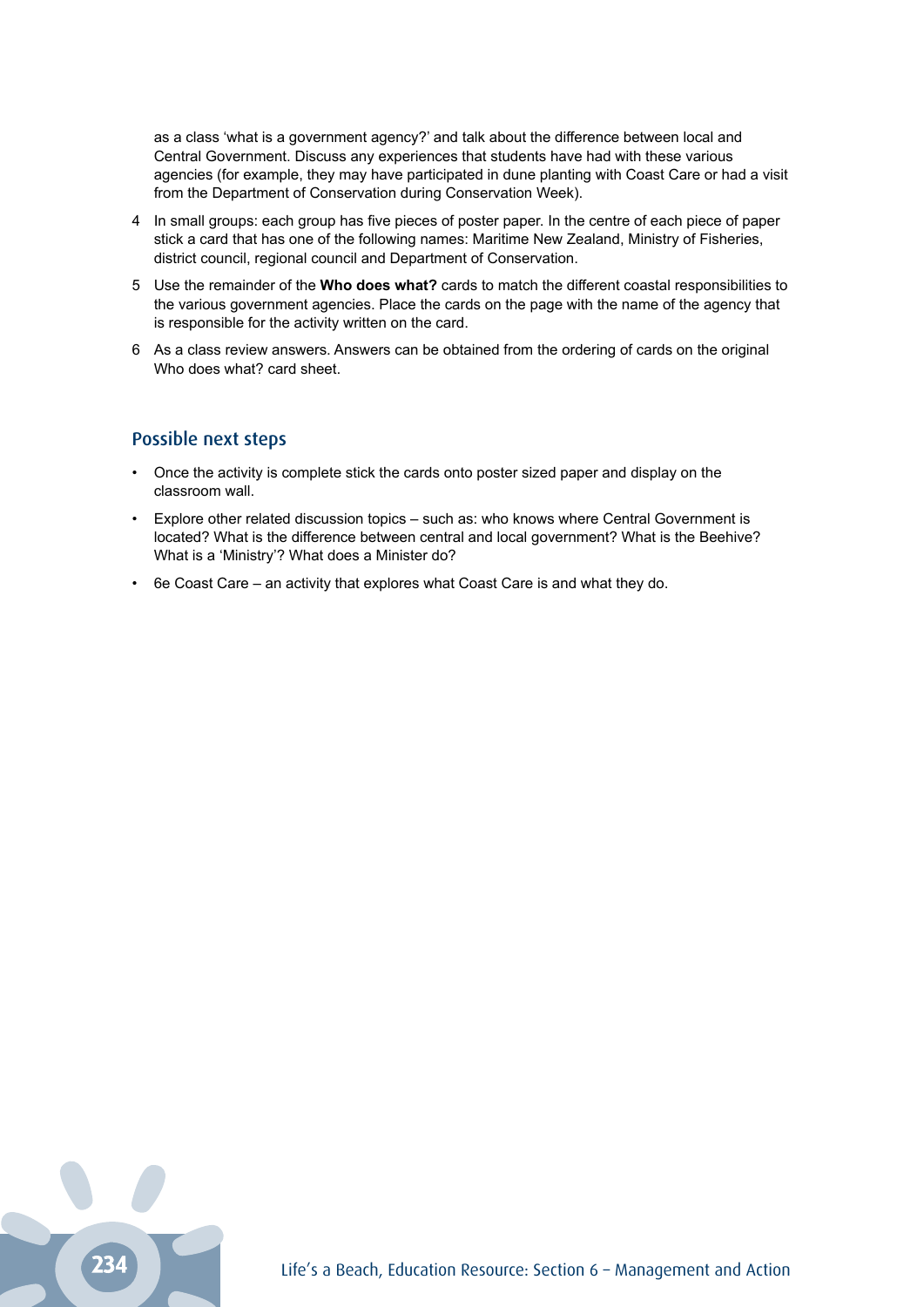as a class 'what is a government agency?' and talk about the difference between local and Central Government. Discuss any experiences that students have had with these various agencies (for example, they may have participated in dune planting with Coast Care or had a visit from the Department of Conservation during Conservation Week).

4. In small groups: each group has five pieces of poster paper. In the centre of each piece of paper stick a card that has one of the following names: Maritime New Zealand, Ministry of Fisheries, district council, regional council and Department of Conservation.
5. Use the remainder of the **Who does what?** cards to match the different coastal responsibilities to the various government agencies. Place the cards on the page with the name of the agency that is responsible for the activity written on the card.
6. As a class review answers. Answers can be obtained from the ordering of cards on the original Who does what? card sheet.

## Possible next steps

- Once the activity is complete stick the cards onto poster sized paper and display on the classroom wall.
- Explore other related discussion topics – such as: who knows where Central Government is located? What is the difference between central and local government? What is the Beehive? What is a 'Ministry'? What does a Minister do?
- 6e Coast Care – an activity that explores what Coast Care is and what they do.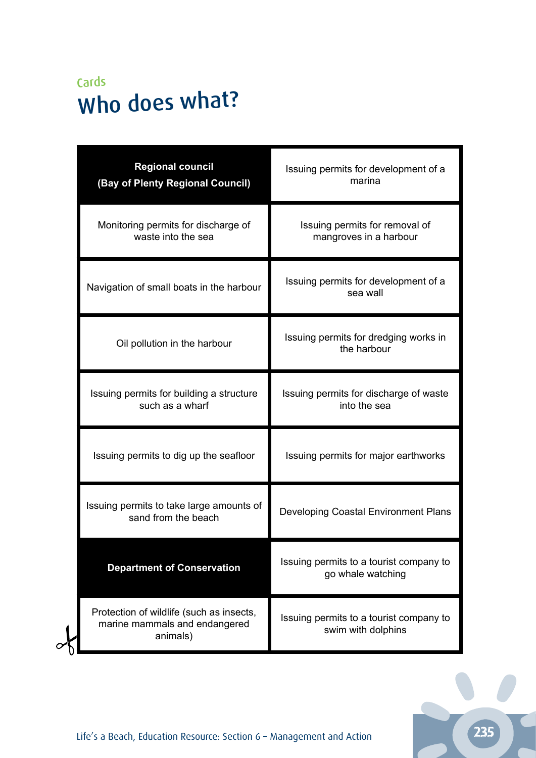Cards

# Who does what?

| | |
|---|---|
| **Regional council (Bay of Plenty Regional Council)** | Issuing permits for development of a marina |
| Monitoring permits for discharge of waste into the sea | Issuing permits for removal of mangroves in a harbour |
| Navigation of small boats in the harbour | Issuing permits for development of a sea wall |
| Oil pollution in the harbour | Issuing permits for dredging works in the harbour |
| Issuing permits for building a structure such as a wharf | Issuing permits for discharge of waste into the sea |
| Issuing permits to dig up the seafloor | Issuing permits for major earthworks |
| Issuing permits to take large amounts of sand from the beach | Developing Coastal Environment Plans |
| **Department of Conservation** | Issuing permits to a tourist company to go whale watching |
| Protection of wildlife (such as insects, marine mammals and endangered animals) | Issuing permits to a tourist company to swim with dolphins |

Life's a Beach, Education Resource: Section 6 – Management and Action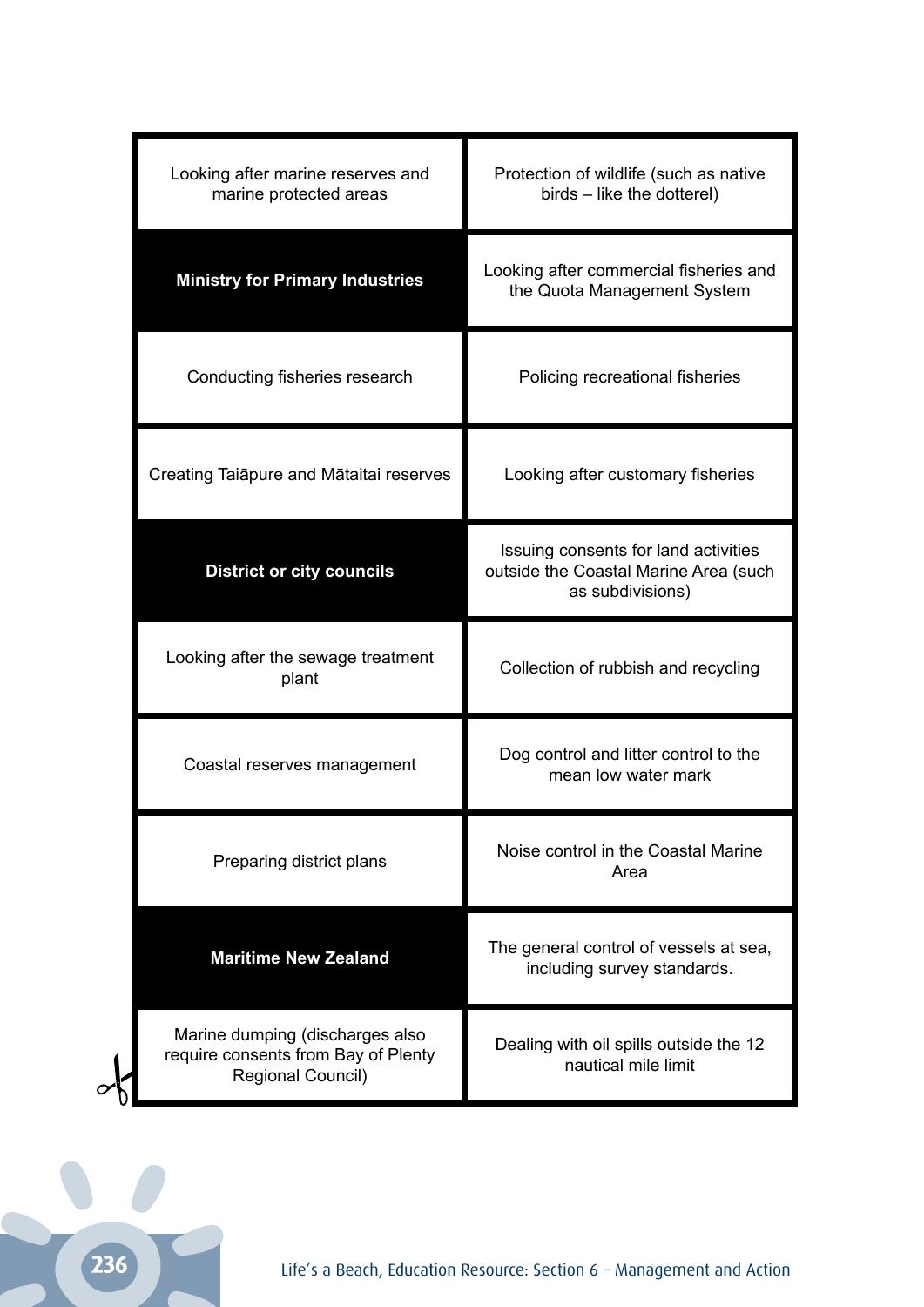| | |
|---|---|
| Looking after marine reserves and marine protected areas | Protection of wildlife (such as native birds – like the dotterel) |
| **Ministry for Primary Industries** | Looking after commercial fisheries and the Quota Management System |
| Conducting fisheries research | Policing recreational fisheries |
| Creating Taiāpure and Mātaitai reserves | Looking after customary fisheries |
| **District or city councils** | Issuing consents for land activities outside the Coastal Marine Area (such as subdivisions) |
| Looking after the sewage treatment plant | Collection of rubbish and recycling |
| Coastal reserves management | Dog control and litter control to the mean low water mark |
| Preparing district plans | Noise control in the Coastal Marine Area |
| **Maritime New Zealand** | The general control of vessels at sea, including survey standards. |
| Marine dumping (discharges also require consents from Bay of Plenty Regional Council) | Dealing with oil spills outside the 12 nautical mile limit |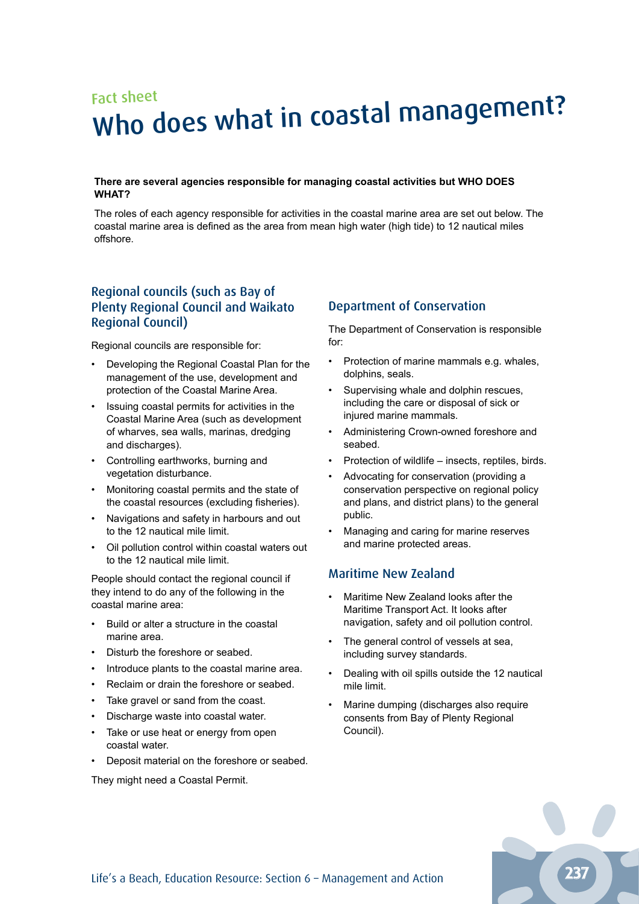Fact sheet

# Who does what in coastal management?

**There are several agencies responsible for managing coastal activities but WHO DOES WHAT?**

The roles of each agency responsible for activities in the coastal marine area are set out below. The coastal marine area is defined as the area from mean high water (high tide) to 12 nautical miles offshore.

## Regional councils (such as Bay of Plenty Regional Council and Waikato Regional Council)

Regional councils are responsible for:

- Developing the Regional Coastal Plan for the management of the use, development and protection of the Coastal Marine Area.
- Issuing coastal permits for activities in the Coastal Marine Area (such as development of wharves, sea walls, marinas, dredging and discharges).
- Controlling earthworks, burning and vegetation disturbance.
- Monitoring coastal permits and the state of the coastal resources (excluding fisheries).
- Navigations and safety in harbours and out to the 12 nautical mile limit.
- Oil pollution control within coastal waters out to the 12 nautical mile limit.

People should contact the regional council if they intend to do any of the following in the coastal marine area:

- Build or alter a structure in the coastal marine area.
- Disturb the foreshore or seabed.
- Introduce plants to the coastal marine area.
- Reclaim or drain the foreshore or seabed.
- Take gravel or sand from the coast.
- Discharge waste into coastal water.
- Take or use heat or energy from open coastal water.
- Deposit material on the foreshore or seabed.

They might need a Coastal Permit.

## Department of Conservation

The Department of Conservation is responsible for:

- Protection of marine mammals e.g. whales, dolphins, seals.
- Supervising whale and dolphin rescues, including the care or disposal of sick or injured marine mammals.
- Administering Crown-owned foreshore and seabed.
- Protection of wildlife – insects, reptiles, birds.
- Advocating for conservation (providing a conservation perspective on regional policy and plans, and district plans) to the general public.
- Managing and caring for marine reserves and marine protected areas.

## Maritime New Zealand

- Maritime New Zealand looks after the Maritime Transport Act. It looks after navigation, safety and oil pollution control.
- The general control of vessels at sea, including survey standards.
- Dealing with oil spills outside the 12 nautical mile limit.
- Marine dumping (discharges also require consents from Bay of Plenty Regional Council).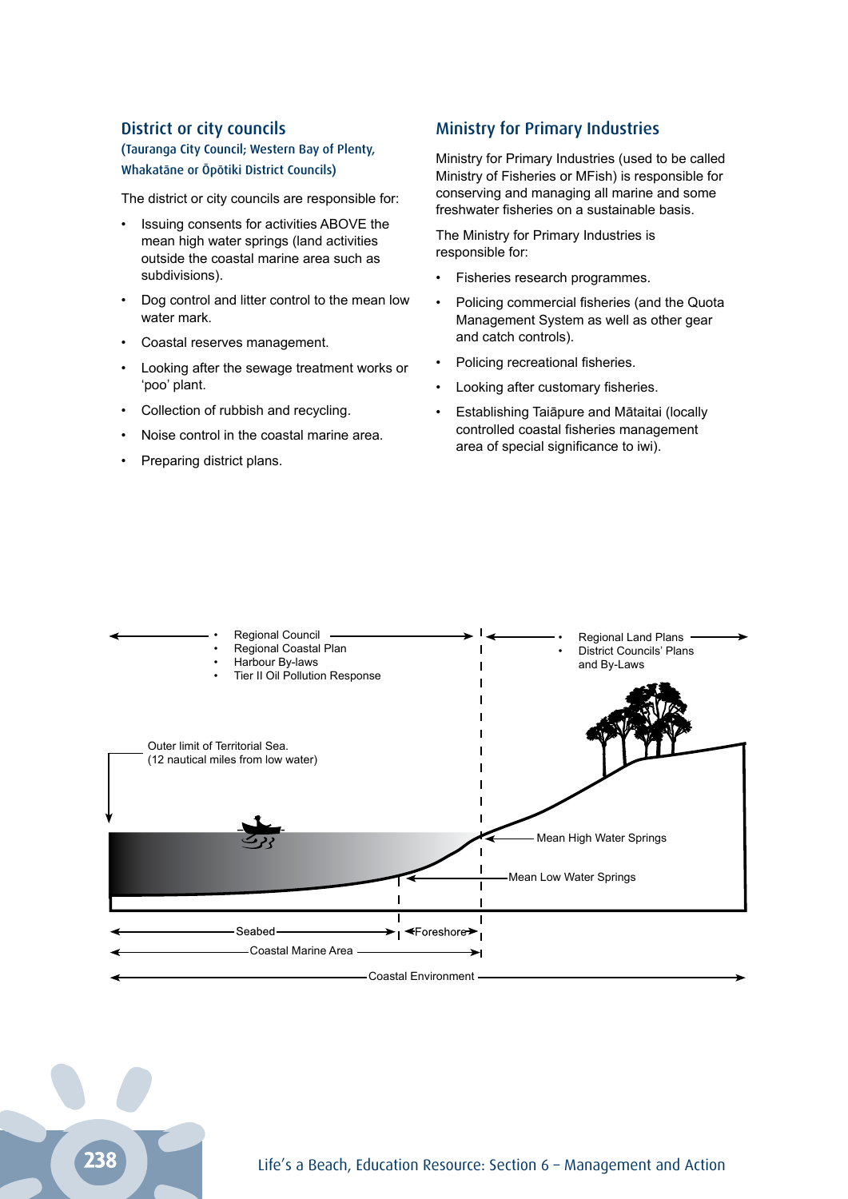## District or city councils

### (Tauranga City Council; Western Bay of Plenty, Whakatāne or Ōpōtiki District Councils)

The district or city councils are responsible for:

- Issuing consents for activities ABOVE the mean high water springs (land activities outside the coastal marine area such as subdivisions).
- Dog control and litter control to the mean low water mark.
- Coastal reserves management.
- Looking after the sewage treatment works or 'poo' plant.
- Collection of rubbish and recycling.
- Noise control in the coastal marine area.
- Preparing district plans.

## Ministry for Primary Industries

Ministry for Primary Industries (used to be called Ministry of Fisheries or MFish) is responsible for conserving and managing all marine and some freshwater fisheries on a sustainable basis.

The Ministry for Primary Industries is responsible for:

- Fisheries research programmes.
- Policing commercial fisheries (and the Quota Management System as well as other gear and catch controls).
- Policing recreational fisheries.
- Looking after customary fisheries.
- Establishing Taiāpure and Mātaitai (locally controlled coastal fisheries management area of special significance to iwi).

- Regional Council
- Regional Coastal Plan
- Harbour By-laws
- Tier II Oil Pollution Response

- Regional Land Plans
- District Councils' Plans and By-Laws

Outer limit of Territorial Sea.
(12 nautical miles from low water)

Mean High Water Springs

Mean Low Water Springs

Seabed

Foreshore

Coastal Marine Area

Coastal Environment